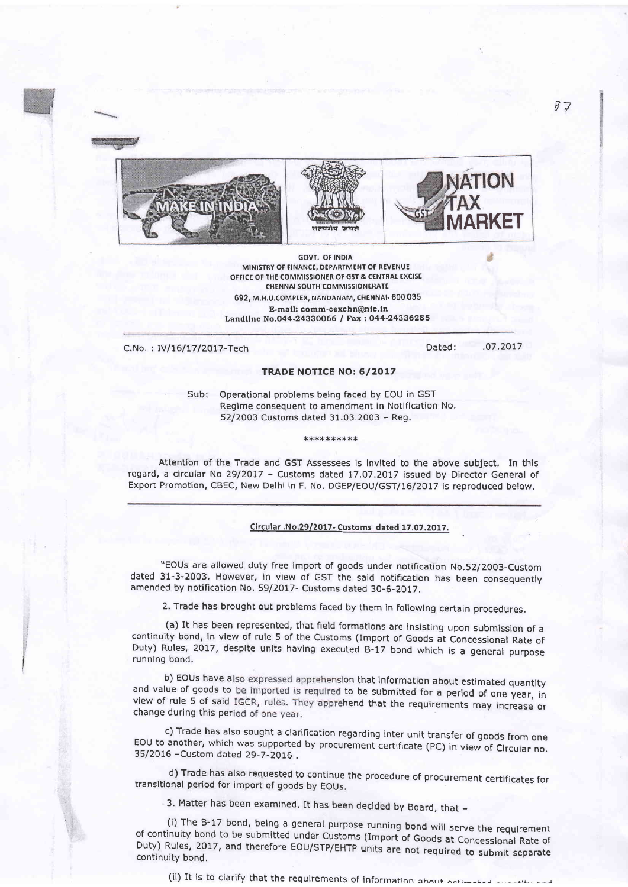GOVT. OF INDIA
MINISTRY OF FINANCE, DEPARTMENT OF REVENUE
OFFICE OF THE COMMISSIONER OF GST & CENTRAL EXCISE
CHENNAI SOUTH COMMISSIONERATE
692, M.H.U.COMPLEX, NANDANAM, CHENNAI- 600 035
E-mail: comm-cexchn@nic.in
Landline No.044-24330066 / Fax : 044-24336285

C.No. : IV/16/17/2017-Tech Dated: .07.2017

## TRADE NOTICE NO: 6/2017

Sub: Operational problems being faced by EOU in GST Regime consequent to amendment in Notification No. 52/2003 Customs dated 31.03.2003 – Reg.

**********

Attention of the Trade and GST Assessees is invited to the above subject. In this regard, a circular No 29/2017 – Customs dated 17.07.2017 issued by Director General of Export Promotion, CBEC, New Delhi in F. No. DGEP/EOU/GST/16/2017 is reproduced below.

### Circular .No.29/2017- Customs dated 17.07.2017.

"EOUs are allowed duty free import of goods under notification No.52/2003-Custom dated 31-3-2003. However, in view of GST the said notification has been consequently amended by notification No. 59/2017- Customs dated 30-6-2017.

2. Trade has brought out problems faced by them in following certain procedures.

(a) It has been represented, that field formations are insisting upon submission of a continuity bond, in view of rule 5 of the Customs (Import of Goods at Concessional Rate of Duty) Rules, 2017, despite units having executed B-17 bond which is a general purpose running bond.

b) EOUs have also expressed apprehension that information about estimated quantity and value of goods to be imported is required to be submitted for a period of one year, in view of rule 5 of said IGCR, rules. They apprehend that the requirements may increase or change during this period of one year.

c) Trade has also sought a clarification regarding inter unit transfer of goods from one EOU to another, which was supported by procurement certificate (PC) in view of Circular no. 35/2016 –Custom dated 29-7-2016 .

d) Trade has also requested to continue the procedure of procurement certificates for transitional period for import of goods by EOUs.

3. Matter has been examined. It has been decided by Board, that -

(i) The B-17 bond, being a general purpose running bond will serve the requirement of continuity bond to be submitted under Customs (Import of Goods at Concessional Rate of Duty) Rules, 2017, and therefore EOU/STP/EHTP units are not required to submit separate continuity bond.

(ii) It is to clarify that the requirements of information about estimated quantity and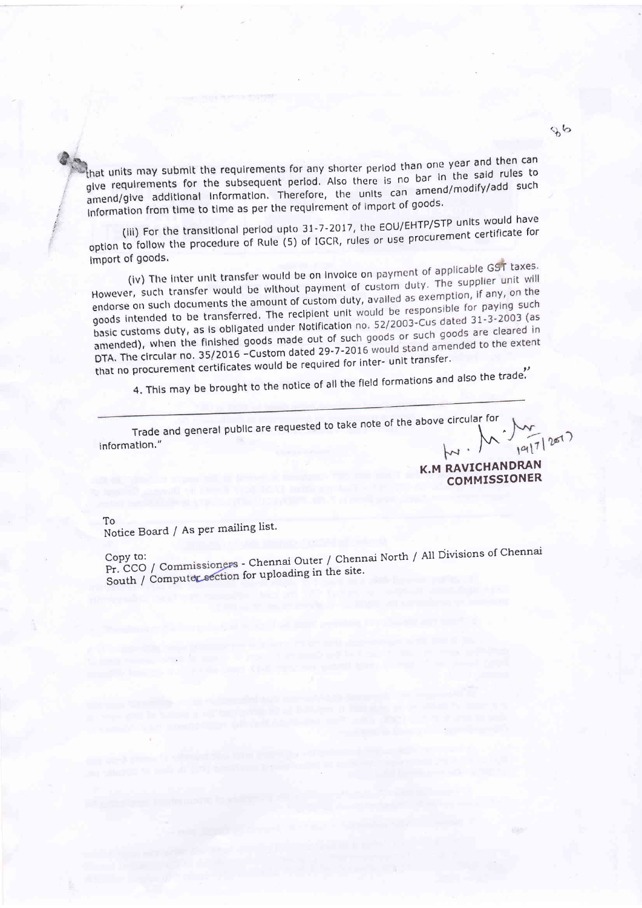that units may submit the requirements for any shorter period than one year and then can give requirements for the subsequent period. Also there is no bar in the said rules to amend/give additional information. Therefore, the units can amend/modify/add such information from time to time as per the requirement of import of goods.

(iii) For the transitional period upto 31-7-2017, the EOU/EHTP/STP units would have option to follow the procedure of Rule (5) of IGCR, rules or use procurement certificate for import of goods.

(iv) The inter unit transfer would be on invoice on payment of applicable GST taxes. However, such transfer would be without payment of custom duty. The supplier unit will endorse on such documents the amount of custom duty, availed as exemption, if any, on the goods intended to be transferred. The recipient unit would be responsible for paying such basic customs duty, as is obligated under Notification no. 52/2003-Cus dated 31-3-2003 (as amended), when the finished goods made out of such goods or such goods are cleared in DTA. The circular no. 35/2016 –Custom dated 29-7-2016 would stand amended to the extent that no procurement certificates would be required for inter- unit transfer.

4. This may be brought to the notice of all the field formations and also the trade."

---

Trade and general public are requested to take note of the above circular for information."

19/7/2017

**K.M RAVICHANDRAN**
**COMMISSIONER**

To
Notice Board / As per mailing list.

Copy to:
Pr. CCO / Commissioners - Chennai Outer / Chennai North / All Divisions of Chennai South / Computer section for uploading in the site.